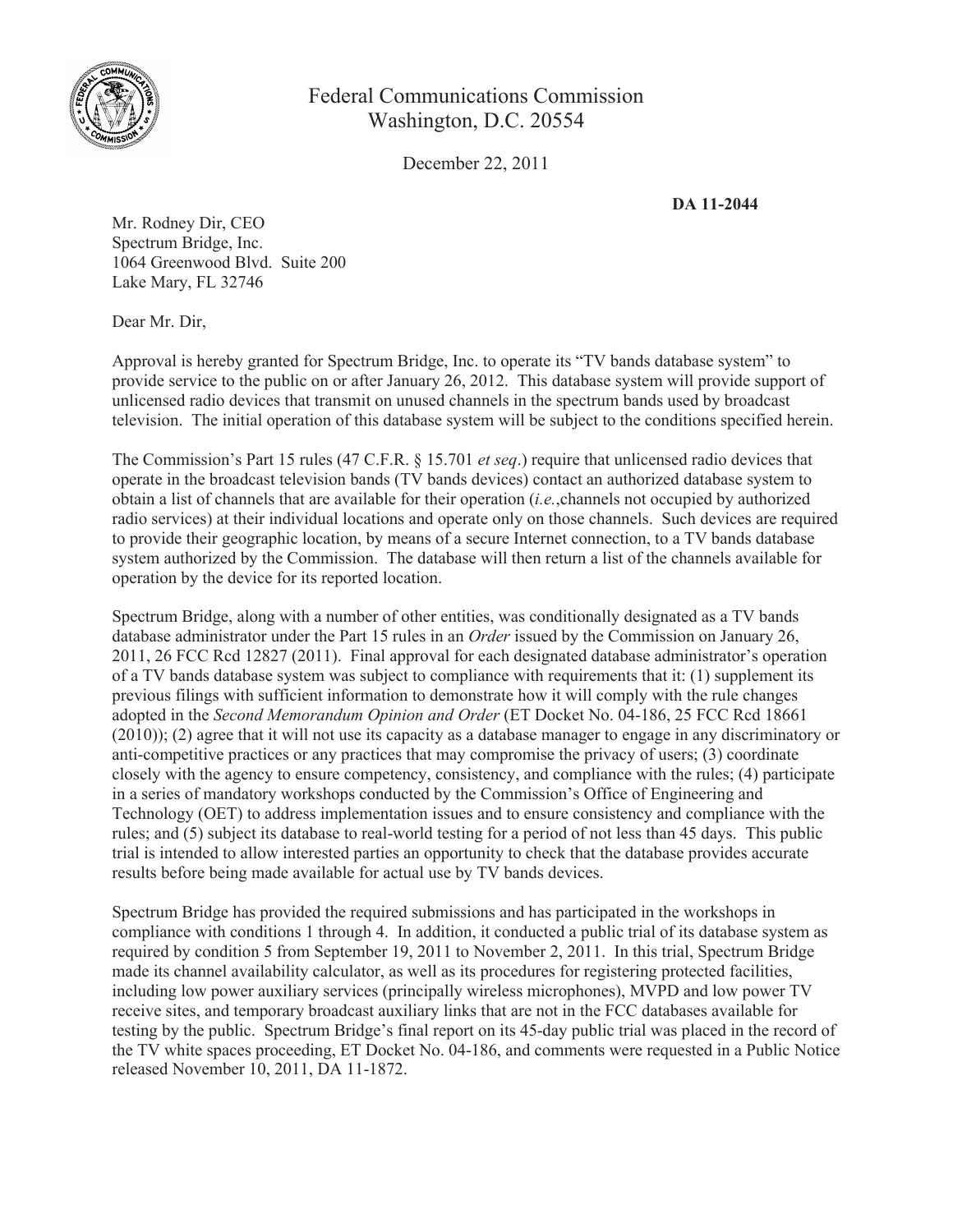Federal Communications Commission
Washington, D.C. 20554

December 22, 2011

**DA 11-2044**

Mr. Rodney Dir, CEO
Spectrum Bridge, Inc.
1064 Greenwood Blvd. Suite 200
Lake Mary, FL 32746

Dear Mr. Dir,

Approval is hereby granted for Spectrum Bridge, Inc. to operate its "TV bands database system" to provide service to the public on or after January 26, 2012. This database system will provide support of unlicensed radio devices that transmit on unused channels in the spectrum bands used by broadcast television. The initial operation of this database system will be subject to the conditions specified herein.

The Commission's Part 15 rules (47 C.F.R. § 15.701 *et seq*.) require that unlicensed radio devices that operate in the broadcast television bands (TV bands devices) contact an authorized database system to obtain a list of channels that are available for their operation (*i.e.*,channels not occupied by authorized radio services) at their individual locations and operate only on those channels. Such devices are required to provide their geographic location, by means of a secure Internet connection, to a TV bands database system authorized by the Commission. The database will then return a list of the channels available for operation by the device for its reported location.

Spectrum Bridge, along with a number of other entities, was conditionally designated as a TV bands database administrator under the Part 15 rules in an *Order* issued by the Commission on January 26, 2011, 26 FCC Rcd 12827 (2011). Final approval for each designated database administrator's operation of a TV bands database system was subject to compliance with requirements that it: (1) supplement its previous filings with sufficient information to demonstrate how it will comply with the rule changes adopted in the *Second Memorandum Opinion and Order* (ET Docket No. 04-186, 25 FCC Rcd 18661 (2010)); (2) agree that it will not use its capacity as a database manager to engage in any discriminatory or anti-competitive practices or any practices that may compromise the privacy of users; (3) coordinate closely with the agency to ensure competency, consistency, and compliance with the rules; (4) participate in a series of mandatory workshops conducted by the Commission's Office of Engineering and Technology (OET) to address implementation issues and to ensure consistency and compliance with the rules; and (5) subject its database to real-world testing for a period of not less than 45 days. This public trial is intended to allow interested parties an opportunity to check that the database provides accurate results before being made available for actual use by TV bands devices.

Spectrum Bridge has provided the required submissions and has participated in the workshops in compliance with conditions 1 through 4. In addition, it conducted a public trial of its database system as required by condition 5 from September 19, 2011 to November 2, 2011. In this trial, Spectrum Bridge made its channel availability calculator, as well as its procedures for registering protected facilities, including low power auxiliary services (principally wireless microphones), MVPD and low power TV receive sites, and temporary broadcast auxiliary links that are not in the FCC databases available for testing by the public. Spectrum Bridge's final report on its 45-day public trial was placed in the record of the TV white spaces proceeding, ET Docket No. 04-186, and comments were requested in a Public Notice released November 10, 2011, DA 11-1872.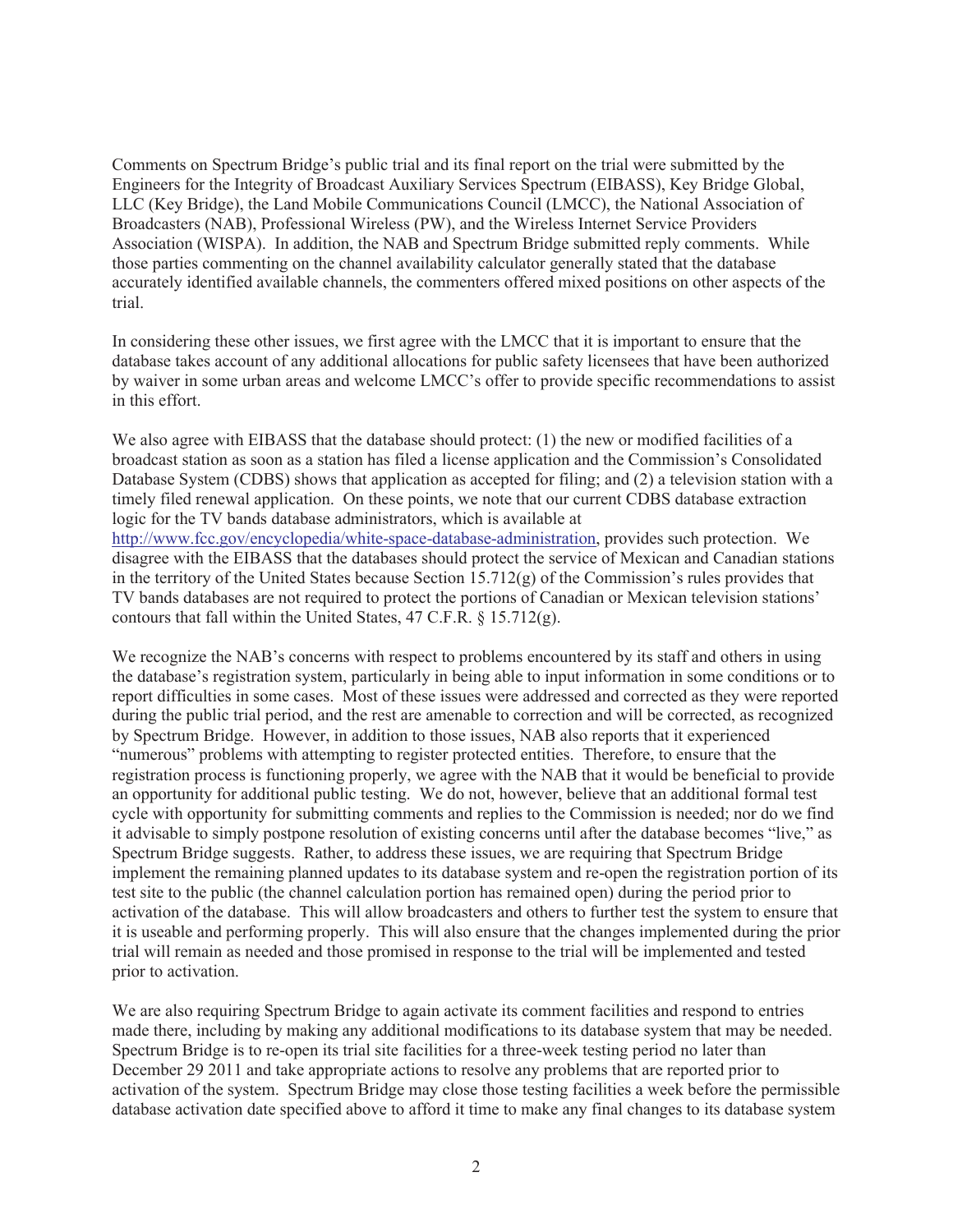Comments on Spectrum Bridge's public trial and its final report on the trial were submitted by the Engineers for the Integrity of Broadcast Auxiliary Services Spectrum (EIBASS), Key Bridge Global, LLC (Key Bridge), the Land Mobile Communications Council (LMCC), the National Association of Broadcasters (NAB), Professional Wireless (PW), and the Wireless Internet Service Providers Association (WISPA). In addition, the NAB and Spectrum Bridge submitted reply comments. While those parties commenting on the channel availability calculator generally stated that the database accurately identified available channels, the commenters offered mixed positions on other aspects of the trial.

In considering these other issues, we first agree with the LMCC that it is important to ensure that the database takes account of any additional allocations for public safety licensees that have been authorized by waiver in some urban areas and welcome LMCC's offer to provide specific recommendations to assist in this effort.

We also agree with EIBASS that the database should protect: (1) the new or modified facilities of a broadcast station as soon as a station has filed a license application and the Commission's Consolidated Database System (CDBS) shows that application as accepted for filing; and (2) a television station with a timely filed renewal application. On these points, we note that our current CDBS database extraction logic for the TV bands database administrators, which is available at http://www.fcc.gov/encyclopedia/white-space-database-administration, provides such protection. We disagree with the EIBASS that the databases should protect the service of Mexican and Canadian stations in the territory of the United States because Section 15.712(g) of the Commission's rules provides that TV bands databases are not required to protect the portions of Canadian or Mexican television stations' contours that fall within the United States, 47 C.F.R. § 15.712(g).

We recognize the NAB's concerns with respect to problems encountered by its staff and others in using the database's registration system, particularly in being able to input information in some conditions or to report difficulties in some cases. Most of these issues were addressed and corrected as they were reported during the public trial period, and the rest are amenable to correction and will be corrected, as recognized by Spectrum Bridge. However, in addition to those issues, NAB also reports that it experienced "numerous" problems with attempting to register protected entities. Therefore, to ensure that the registration process is functioning properly, we agree with the NAB that it would be beneficial to provide an opportunity for additional public testing. We do not, however, believe that an additional formal test cycle with opportunity for submitting comments and replies to the Commission is needed; nor do we find it advisable to simply postpone resolution of existing concerns until after the database becomes "live," as Spectrum Bridge suggests. Rather, to address these issues, we are requiring that Spectrum Bridge implement the remaining planned updates to its database system and re-open the registration portion of its test site to the public (the channel calculation portion has remained open) during the period prior to activation of the database. This will allow broadcasters and others to further test the system to ensure that it is useable and performing properly. This will also ensure that the changes implemented during the prior trial will remain as needed and those promised in response to the trial will be implemented and tested prior to activation.

We are also requiring Spectrum Bridge to again activate its comment facilities and respond to entries made there, including by making any additional modifications to its database system that may be needed. Spectrum Bridge is to re-open its trial site facilities for a three-week testing period no later than December 29 2011 and take appropriate actions to resolve any problems that are reported prior to activation of the system. Spectrum Bridge may close those testing facilities a week before the permissible database activation date specified above to afford it time to make any final changes to its database system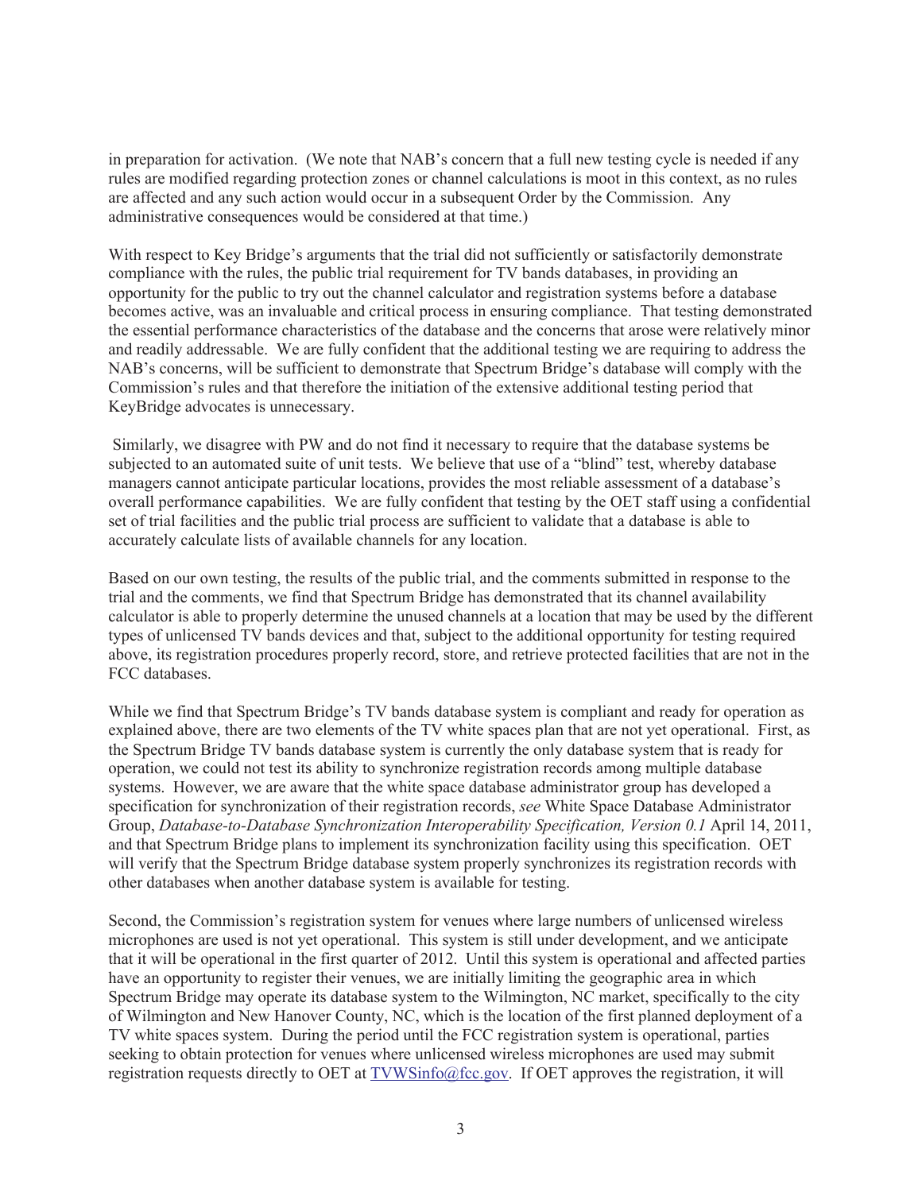in preparation for activation. (We note that NAB's concern that a full new testing cycle is needed if any rules are modified regarding protection zones or channel calculations is moot in this context, as no rules are affected and any such action would occur in a subsequent Order by the Commission. Any administrative consequences would be considered at that time.)

With respect to Key Bridge's arguments that the trial did not sufficiently or satisfactorily demonstrate compliance with the rules, the public trial requirement for TV bands databases, in providing an opportunity for the public to try out the channel calculator and registration systems before a database becomes active, was an invaluable and critical process in ensuring compliance. That testing demonstrated the essential performance characteristics of the database and the concerns that arose were relatively minor and readily addressable. We are fully confident that the additional testing we are requiring to address the NAB's concerns, will be sufficient to demonstrate that Spectrum Bridge's database will comply with the Commission's rules and that therefore the initiation of the extensive additional testing period that KeyBridge advocates is unnecessary.

Similarly, we disagree with PW and do not find it necessary to require that the database systems be subjected to an automated suite of unit tests. We believe that use of a "blind" test, whereby database managers cannot anticipate particular locations, provides the most reliable assessment of a database's overall performance capabilities. We are fully confident that testing by the OET staff using a confidential set of trial facilities and the public trial process are sufficient to validate that a database is able to accurately calculate lists of available channels for any location.

Based on our own testing, the results of the public trial, and the comments submitted in response to the trial and the comments, we find that Spectrum Bridge has demonstrated that its channel availability calculator is able to properly determine the unused channels at a location that may be used by the different types of unlicensed TV bands devices and that, subject to the additional opportunity for testing required above, its registration procedures properly record, store, and retrieve protected facilities that are not in the FCC databases.

While we find that Spectrum Bridge's TV bands database system is compliant and ready for operation as explained above, there are two elements of the TV white spaces plan that are not yet operational. First, as the Spectrum Bridge TV bands database system is currently the only database system that is ready for operation, we could not test its ability to synchronize registration records among multiple database systems. However, we are aware that the white space database administrator group has developed a specification for synchronization of their registration records, *see* White Space Database Administrator Group, *Database-to-Database Synchronization Interoperability Specification, Version 0.1* April 14, 2011, and that Spectrum Bridge plans to implement its synchronization facility using this specification. OET will verify that the Spectrum Bridge database system properly synchronizes its registration records with other databases when another database system is available for testing.

Second, the Commission's registration system for venues where large numbers of unlicensed wireless microphones are used is not yet operational. This system is still under development, and we anticipate that it will be operational in the first quarter of 2012. Until this system is operational and affected parties have an opportunity to register their venues, we are initially limiting the geographic area in which Spectrum Bridge may operate its database system to the Wilmington, NC market, specifically to the city of Wilmington and New Hanover County, NC, which is the location of the first planned deployment of a TV white spaces system. During the period until the FCC registration system is operational, parties seeking to obtain protection for venues where unlicensed wireless microphones are used may submit registration requests directly to OET at TVWSinfo@fcc.gov. If OET approves the registration, it will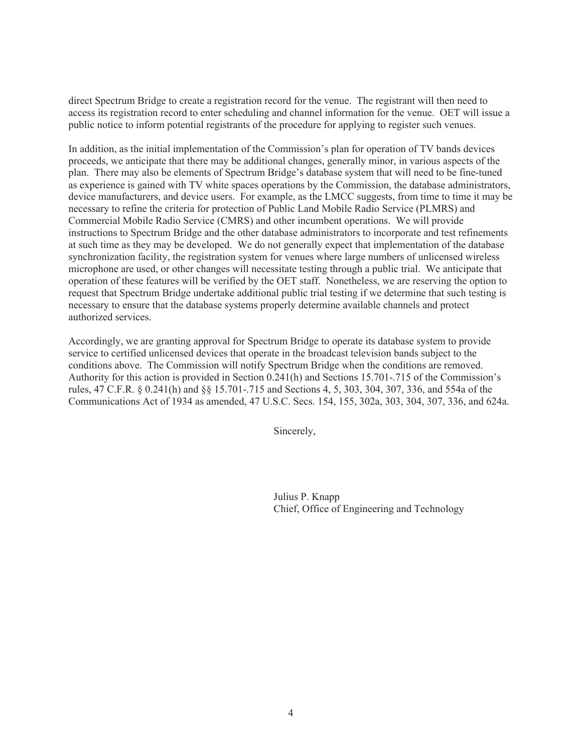direct Spectrum Bridge to create a registration record for the venue. The registrant will then need to access its registration record to enter scheduling and channel information for the venue. OET will issue a public notice to inform potential registrants of the procedure for applying to register such venues.

In addition, as the initial implementation of the Commission's plan for operation of TV bands devices proceeds, we anticipate that there may be additional changes, generally minor, in various aspects of the plan. There may also be elements of Spectrum Bridge's database system that will need to be fine-tuned as experience is gained with TV white spaces operations by the Commission, the database administrators, device manufacturers, and device users. For example, as the LMCC suggests, from time to time it may be necessary to refine the criteria for protection of Public Land Mobile Radio Service (PLMRS) and Commercial Mobile Radio Service (CMRS) and other incumbent operations. We will provide instructions to Spectrum Bridge and the other database administrators to incorporate and test refinements at such time as they may be developed. We do not generally expect that implementation of the database synchronization facility, the registration system for venues where large numbers of unlicensed wireless microphone are used, or other changes will necessitate testing through a public trial. We anticipate that operation of these features will be verified by the OET staff. Nonetheless, we are reserving the option to request that Spectrum Bridge undertake additional public trial testing if we determine that such testing is necessary to ensure that the database systems properly determine available channels and protect authorized services.

Accordingly, we are granting approval for Spectrum Bridge to operate its database system to provide service to certified unlicensed devices that operate in the broadcast television bands subject to the conditions above. The Commission will notify Spectrum Bridge when the conditions are removed. Authority for this action is provided in Section 0.241(h) and Sections 15.701-.715 of the Commission's rules, 47 C.F.R. § 0.241(h) and §§ 15.701-.715 and Sections 4, 5, 303, 304, 307, 336, and 554a of the Communications Act of 1934 as amended, 47 U.S.C. Secs. 154, 155, 302a, 303, 304, 307, 336, and 624a.

Sincerely,

Julius P. Knapp
Chief, Office of Engineering and Technology